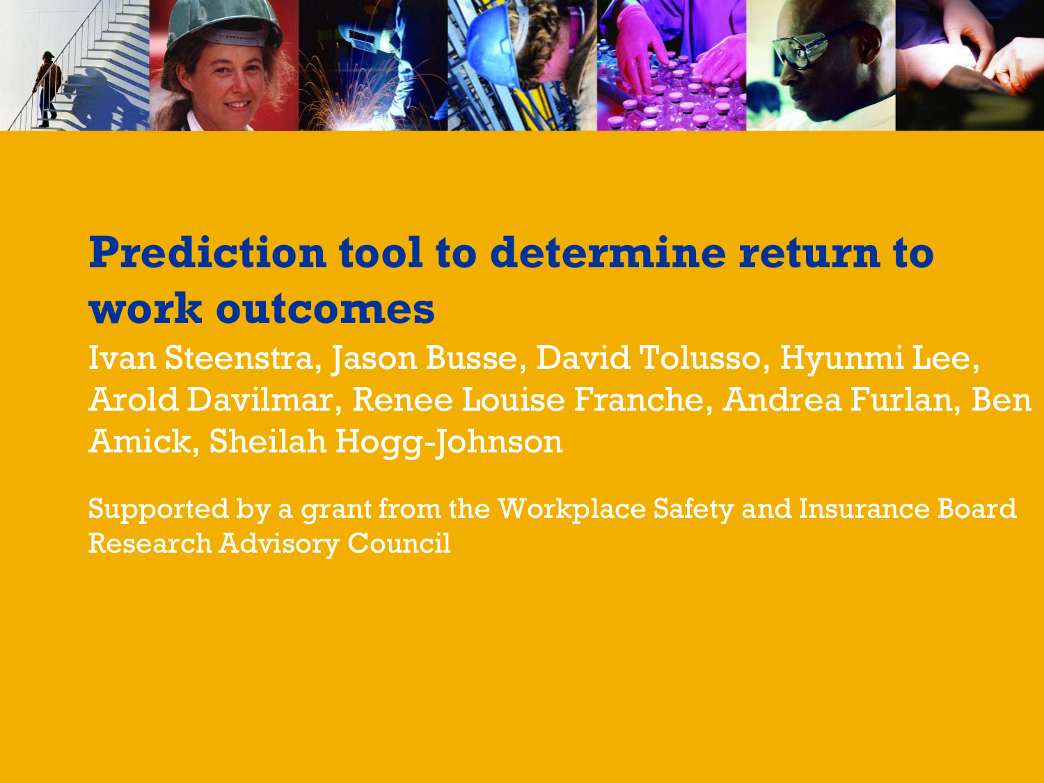# Prediction tool to determine return to work outcomes

Ivan Steenstra, Jason Busse, David Tolusso, Hyunmi Lee, Arold Davilmar, Renee Louise Franche, Andrea Furlan, Ben Amick, Sheilah Hogg-Johnson

Supported by a grant from the Workplace Safety and Insurance Board Research Advisory Council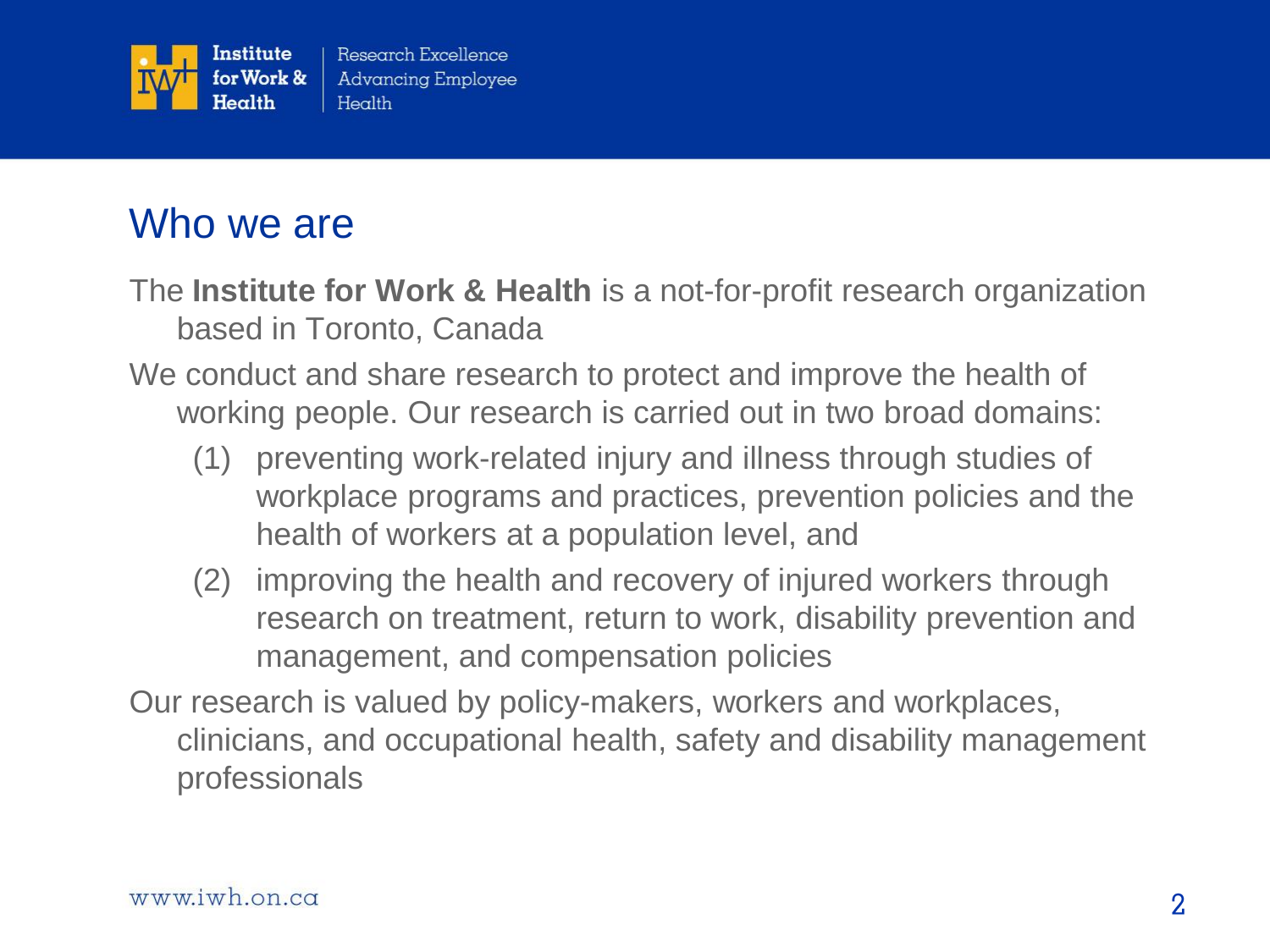# Who we are

The **Institute for Work & Health** is a not-for-profit research organization based in Toronto, Canada

We conduct and share research to protect and improve the health of working people. Our research is carried out in two broad domains:

(1) preventing work-related injury and illness through studies of workplace programs and practices, prevention policies and the health of workers at a population level, and

(2) improving the health and recovery of injured workers through research on treatment, return to work, disability prevention and management, and compensation policies

Our research is valued by policy-makers, workers and workplaces, clinicians, and occupational health, safety and disability management professionals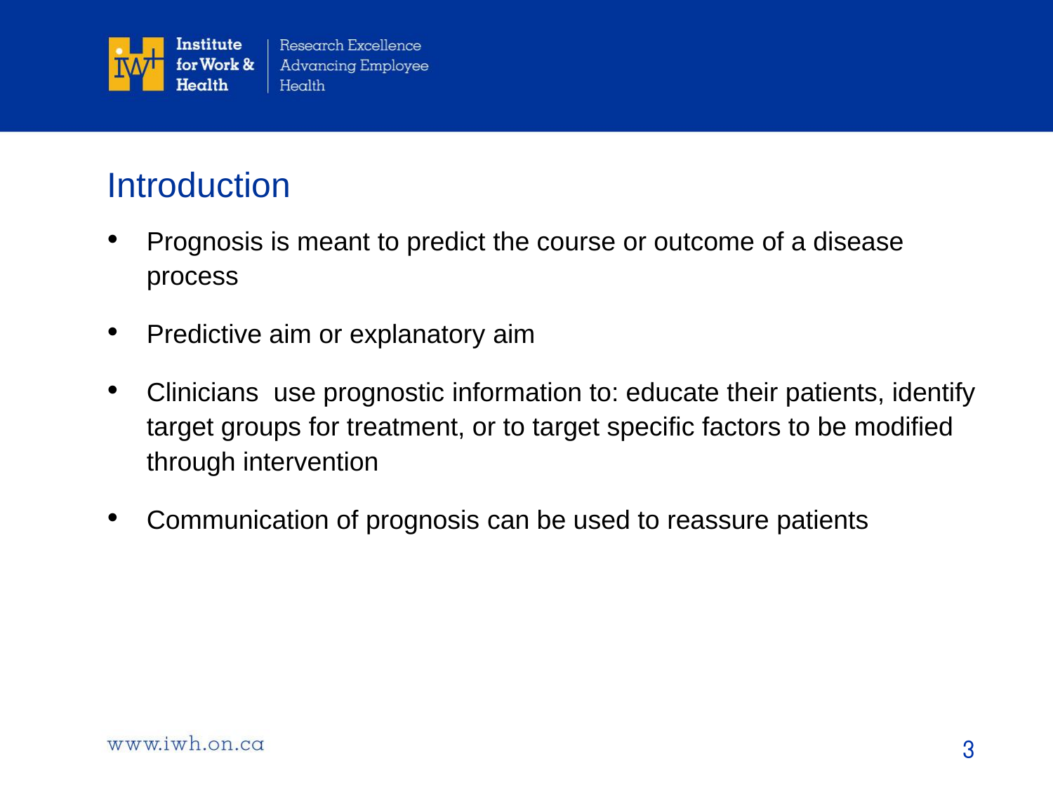## Introduction

- Prognosis is meant to predict the course or outcome of a disease process
- Predictive aim or explanatory aim
- Clinicians use prognostic information to: educate their patients, identify target groups for treatment, or to target specific factors to be modified through intervention
- Communication of prognosis can be used to reassure patients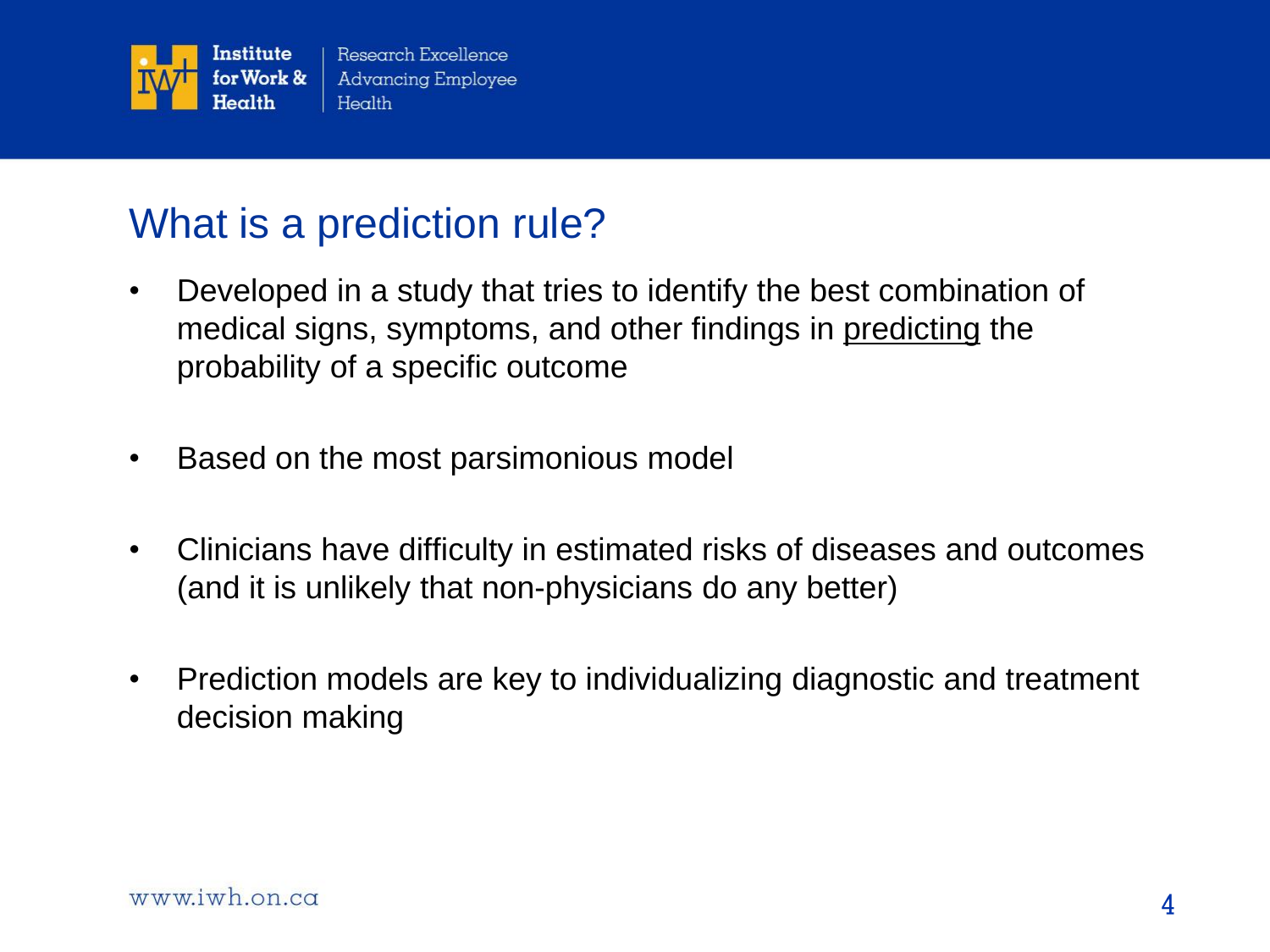# What is a prediction rule?

- Developed in a study that tries to identify the best combination of medical signs, symptoms, and other findings in <u>predicting</u> the probability of a specific outcome
- Based on the most parsimonious model
- Clinicians have difficulty in estimated risks of diseases and outcomes (and it is unlikely that non-physicians do any better)
- Prediction models are key to individualizing diagnostic and treatment decision making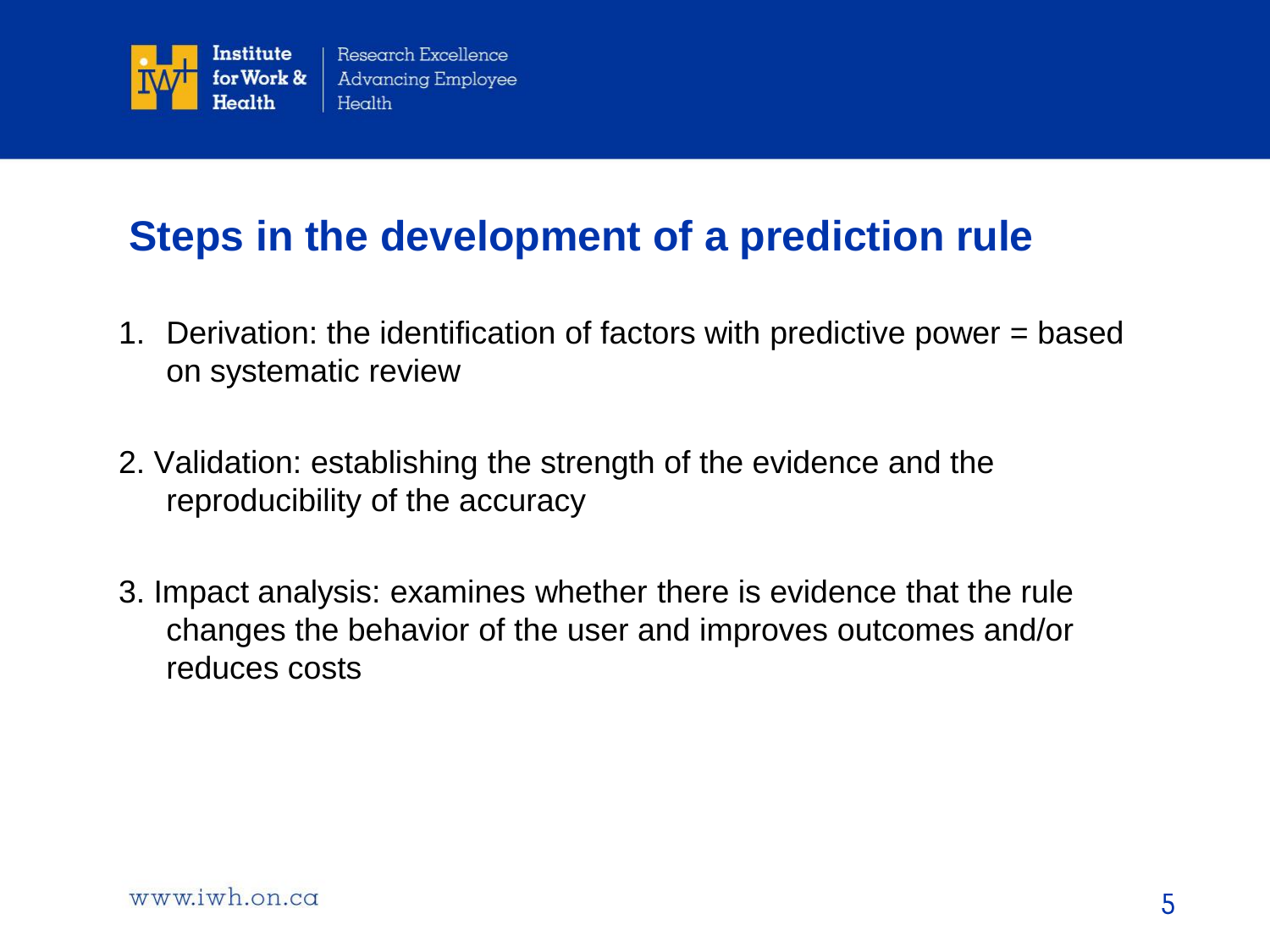## Steps in the development of a prediction rule

1. Derivation: the identification of factors with predictive power = based on systematic review

2. Validation: establishing the strength of the evidence and the reproducibility of the accuracy

3. Impact analysis: examines whether there is evidence that the rule changes the behavior of the user and improves outcomes and/or reduces costs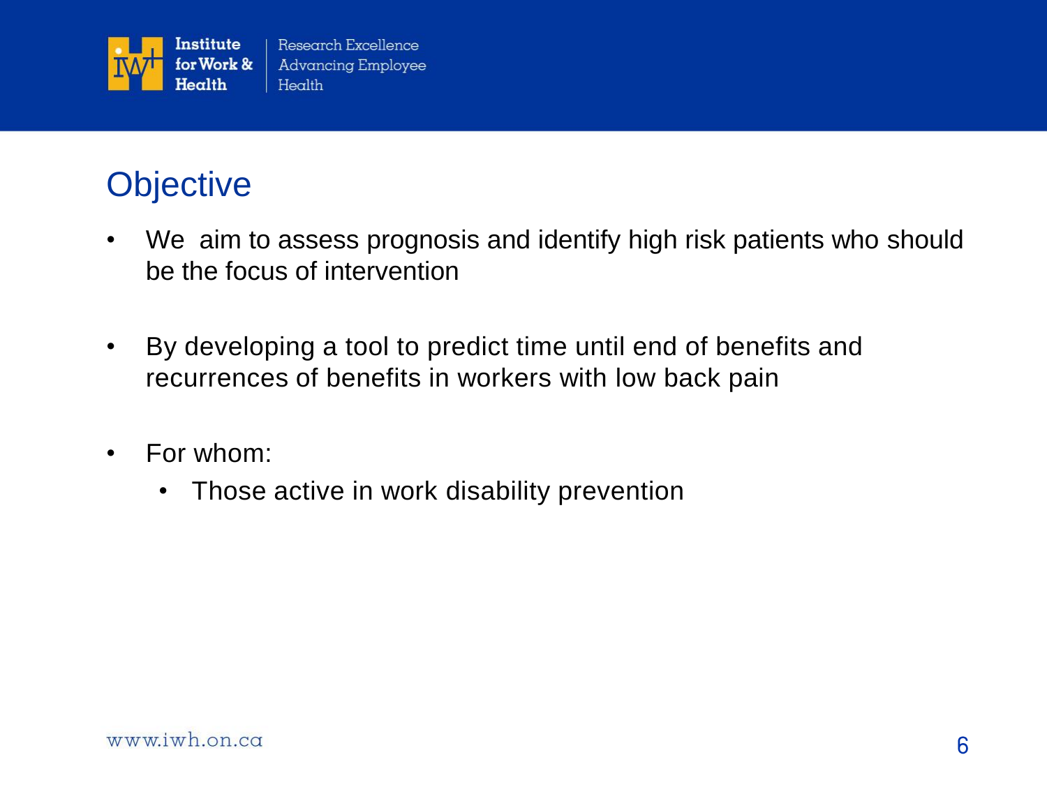# Objective

- We aim to assess prognosis and identify high risk patients who should be the focus of intervention
- By developing a tool to predict time until end of benefits and recurrences of benefits in workers with low back pain
- For whom:
  - Those active in work disability prevention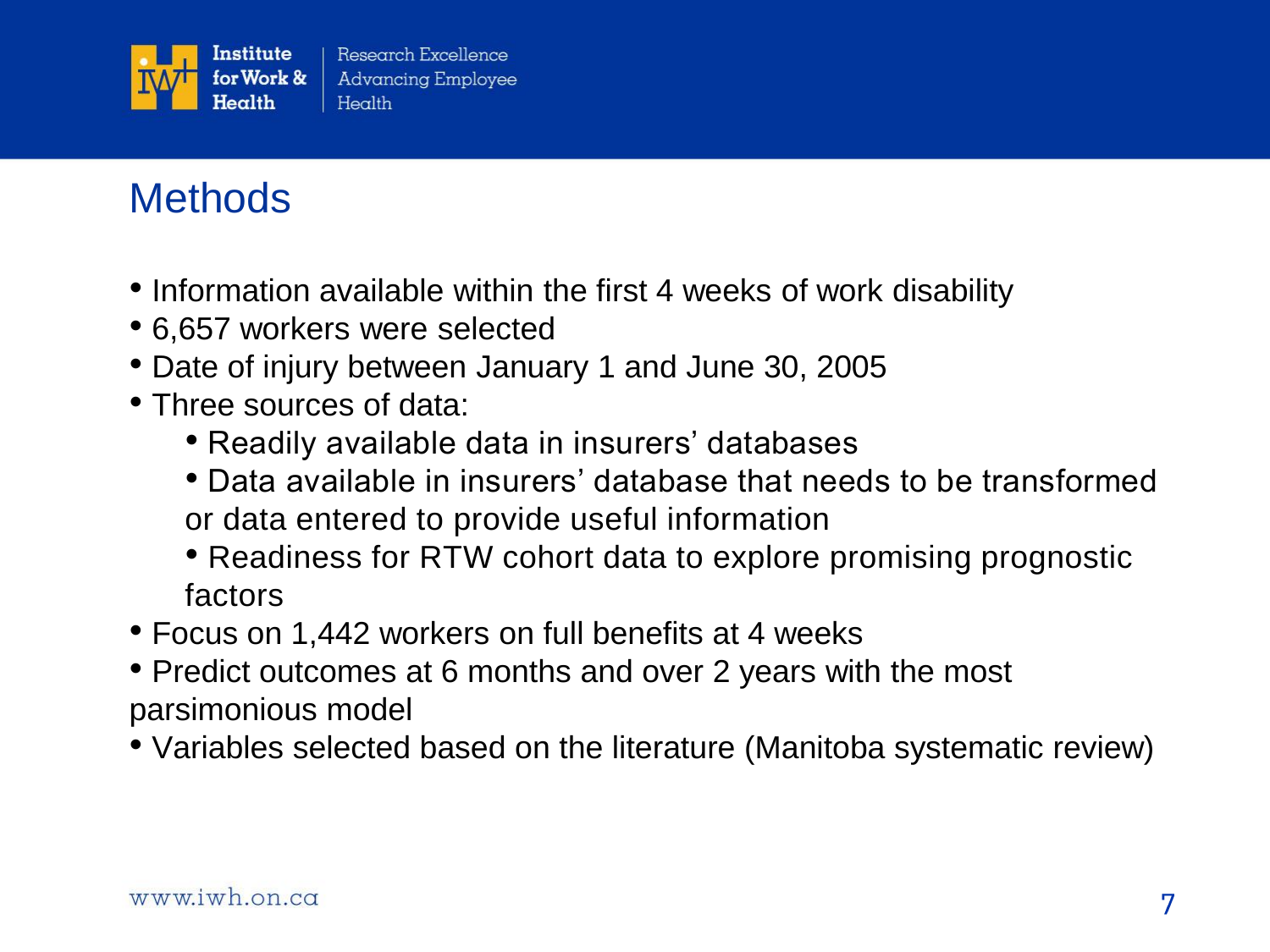# Methods

- Information available within the first 4 weeks of work disability
- 6,657 workers were selected
- Date of injury between January 1 and June 30, 2005
- Three sources of data:
  - Readily available data in insurers' databases
  - Data available in insurers' database that needs to be transformed or data entered to provide useful information
  - Readiness for RTW cohort data to explore promising prognostic factors
- Focus on 1,442 workers on full benefits at 4 weeks
- Predict outcomes at 6 months and over 2 years with the most parsimonious model
- Variables selected based on the literature (Manitoba systematic review)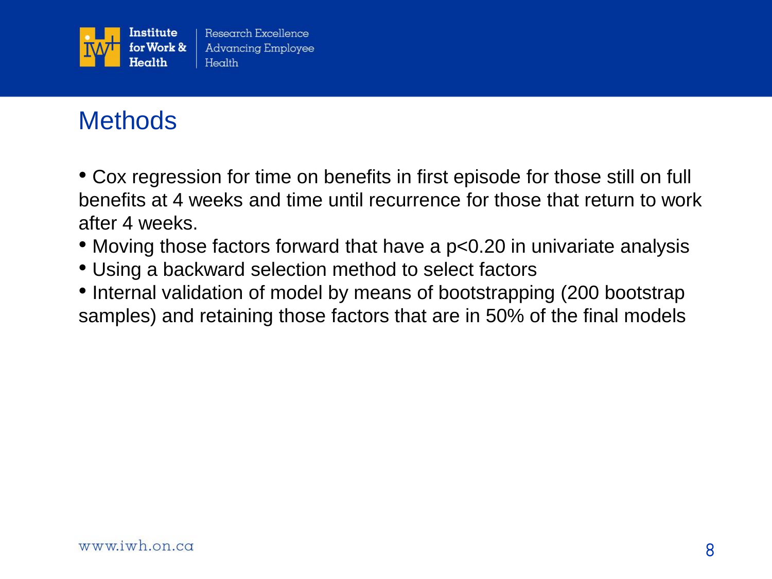# Methods

- Cox regression for time on benefits in first episode for those still on full benefits at 4 weeks and time until recurrence for those that return to work after 4 weeks.
- Moving those factors forward that have a $p<0.20$ in univariate analysis
- Using a backward selection method to select factors
- Internal validation of model by means of bootstrapping (200 bootstrap samples) and retaining those factors that are in 50% of the final models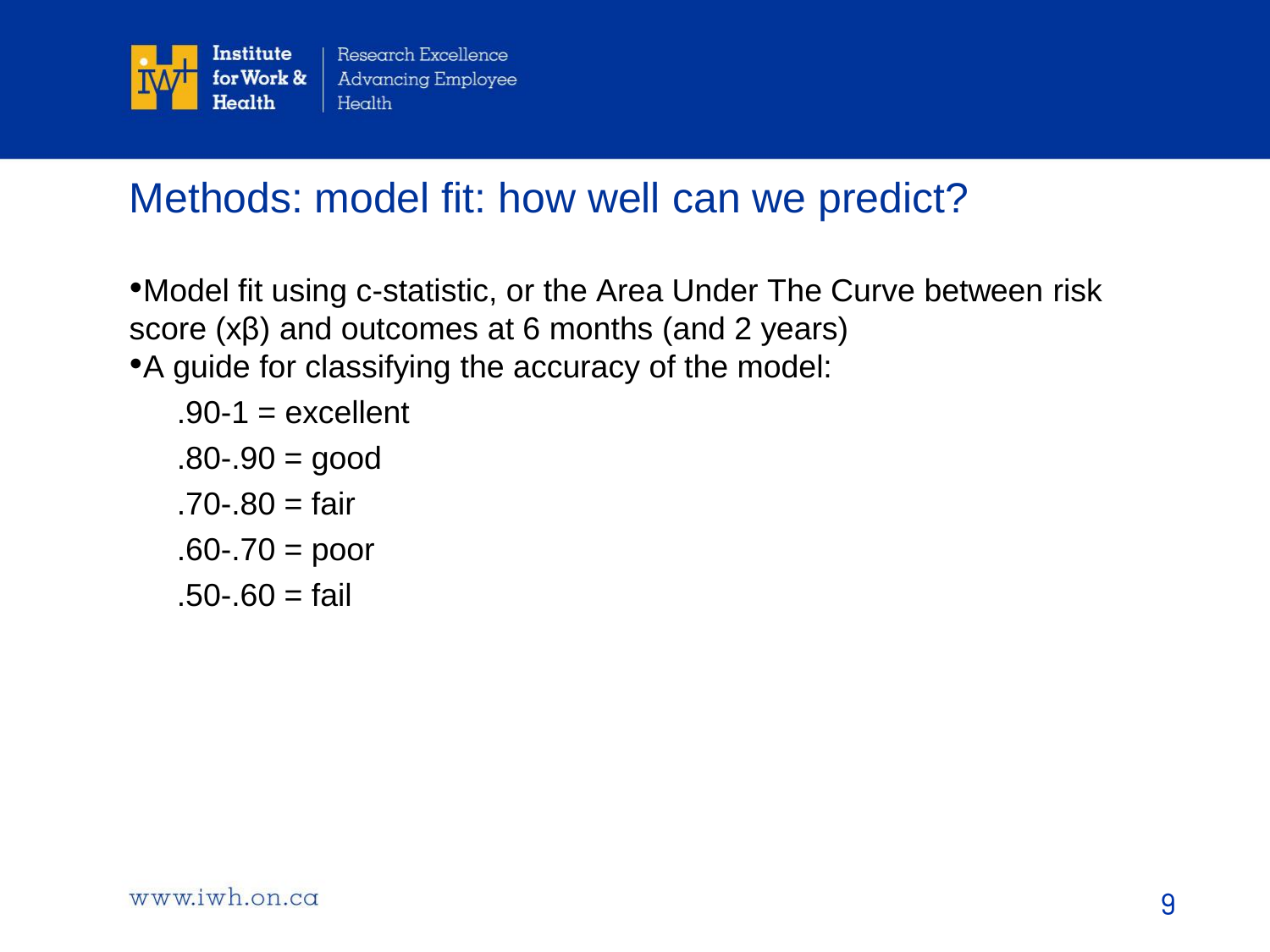# Methods: model fit: how well can we predict?

- Model fit using c-statistic, or the Area Under The Curve between risk score ($x\beta$) and outcomes at 6 months (and 2 years)
- A guide for classifying the accuracy of the model:

  .90-1 = excellent

  .80-.90 = good

  .70-.80 = fair

  .60-.70 = poor

  .50-.60 = fail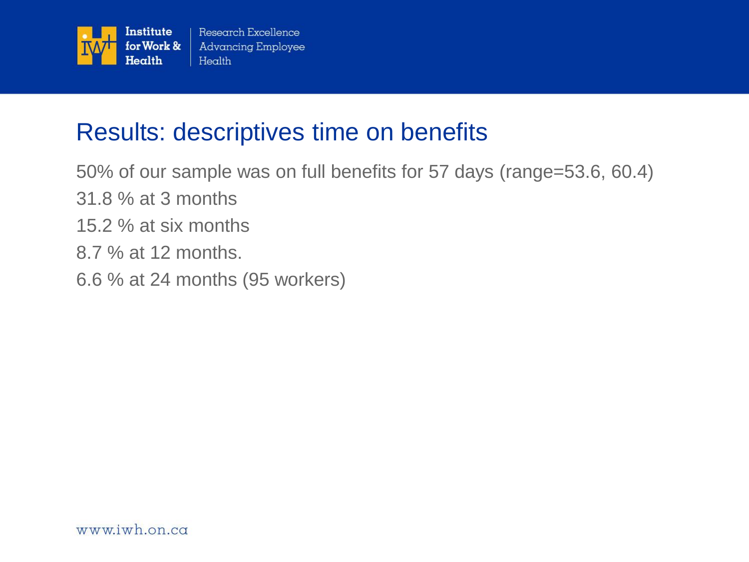# Results: descriptives time on benefits

50% of our sample was on full benefits for 57 days (range=53.6, 60.4)

31.8 % at 3 months

15.2 % at six months

8.7 % at 12 months.

6.6 % at 24 months (95 workers)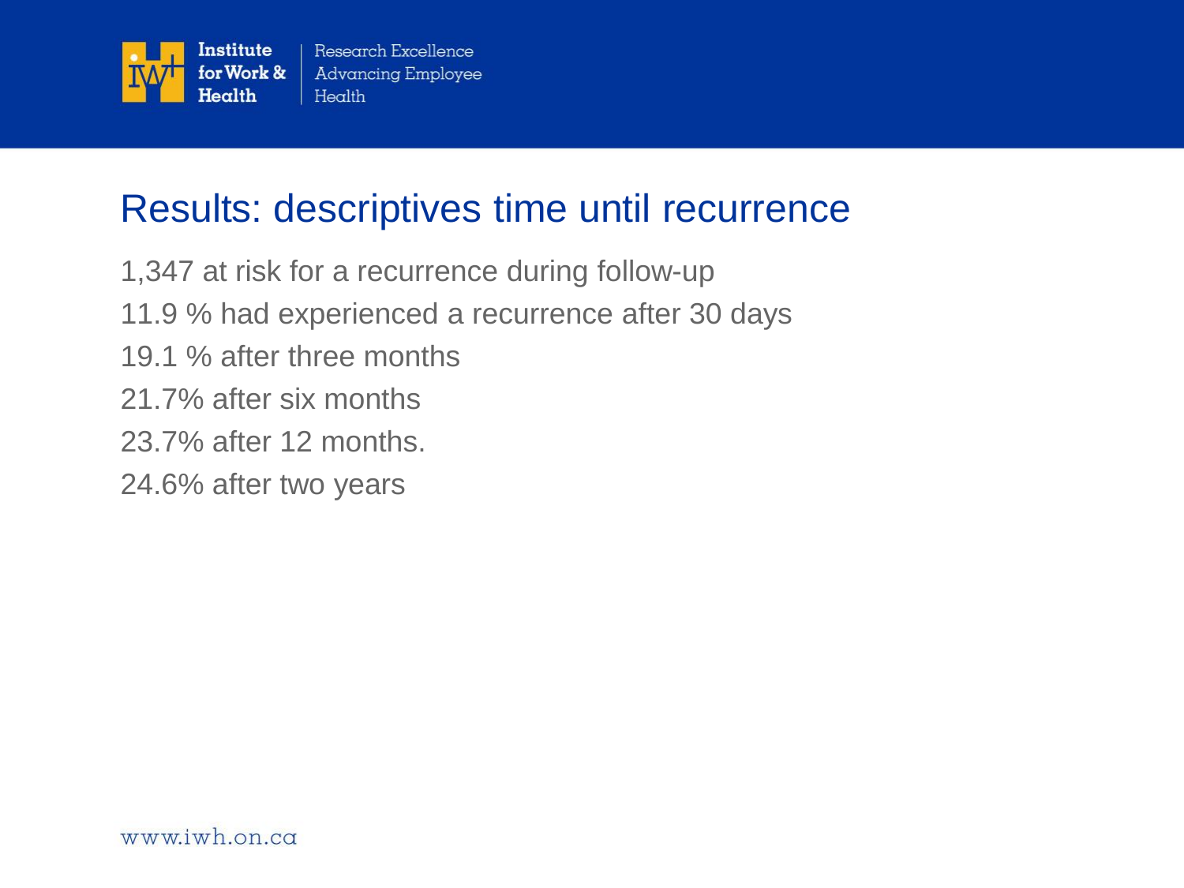# Results: descriptives time until recurrence

1,347 at risk for a recurrence during follow-up

11.9 % had experienced a recurrence after 30 days

19.1 % after three months

21.7% after six months

23.7% after 12 months.

24.6% after two years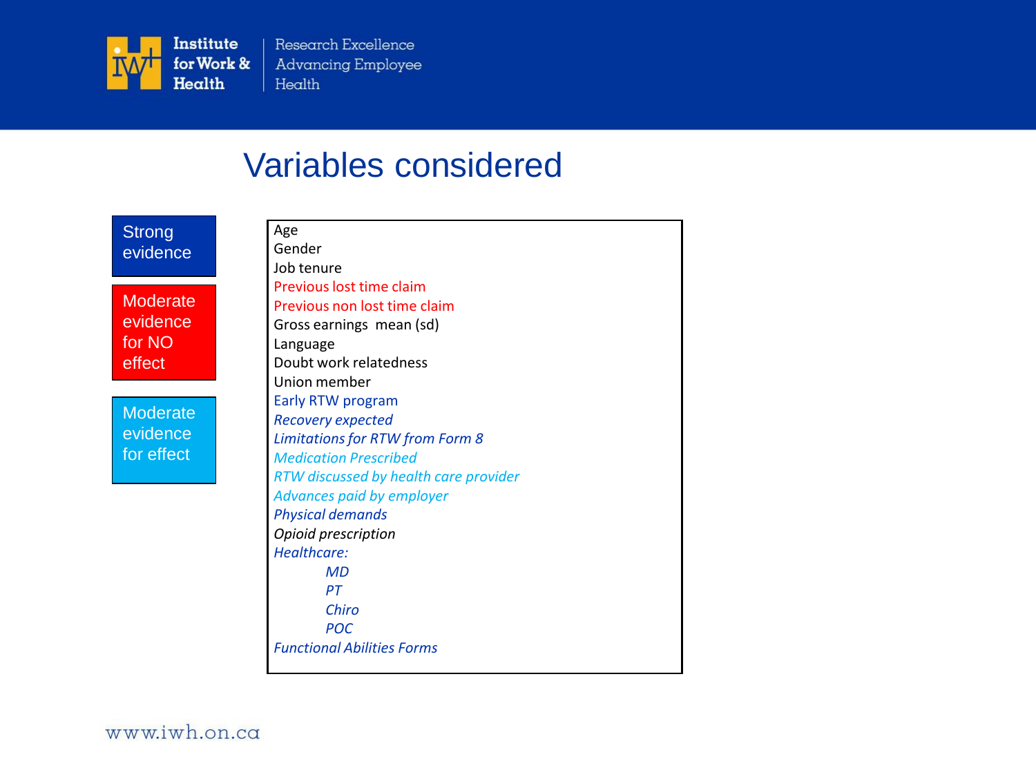# Variables considered

**Strong evidence**

**Moderate evidence for NO effect**

**Moderate evidence for effect**

- Age
- Gender
- Job tenure
- Previous lost time claim
- Previous non lost time claim
- Gross earnings mean (sd)
- Language
- Doubt work relatedness
- Union member
- Early RTW program
- *Recovery expected*
- *Limitations for RTW from Form 8*
- *Medication Prescribed*
- *RTW discussed by health care provider*
- *Advances paid by employer*
- *Physical demands*
- *Opioid prescription*
- *Healthcare:*
  - *MD*
  - *PT*
  - *Chiro*
  - *POC*
- *Functional Abilities Forms*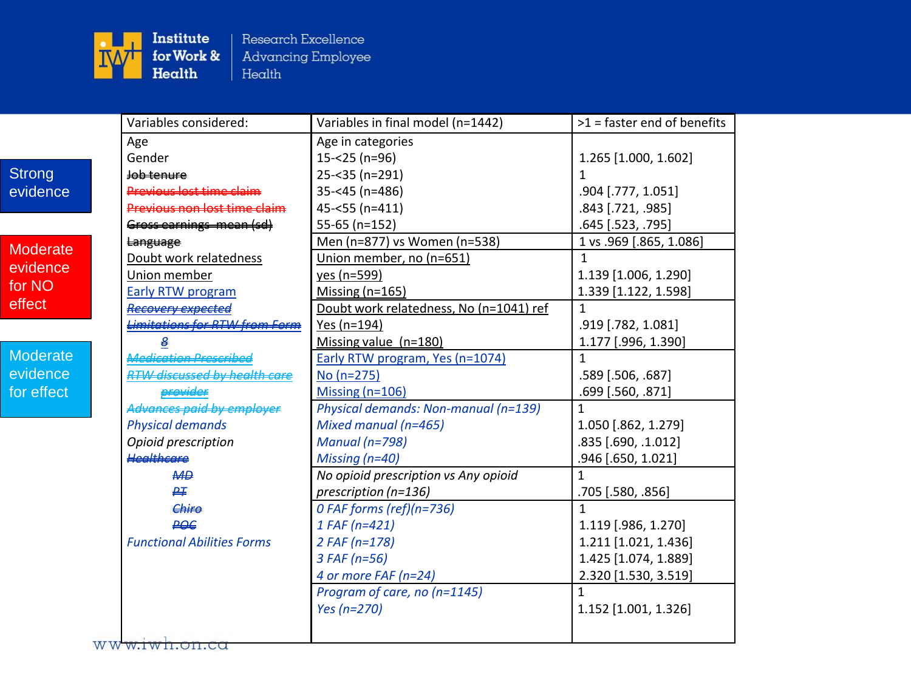Strong evidence

Moderate evidence for NO effect

Moderate evidence for effect

| Variables considered: | Variables in final model (n=1442) | >1 = faster end of benefits |
|---|---|---|
| Age | Age in categories | |
| Gender | 15-<25 (n=96) | 1.265 [1.000, 1.602] |
| ~~Job tenure~~ | 25-<35 (n=291) | 1 |
| ~~Previous lost time claim~~ | 35-<45 (n=486) | .904 [.777, 1.051] |
| ~~Previous non lost time claim~~ | 45-<55 (n=411) | .843 [.721, .985] |
| ~~Gross earnings- mean (sd)~~ | 55-65 (n=152) | .645 [.523, .795] |
| ~~Language~~ | Men (n=877) vs Women (n=538) | 1 vs .969 [.865, 1.086] |
| Doubt work relatedness | Union member, no (n=651) | 1 |
| Union member | yes (n=599) | 1.139 [1.006, 1.290] |
| Early RTW program | Missing (n=165) | 1.339 [1.122, 1.598] |
| ~~*Recovery expected*~~ | Doubt work relatedness, No (n=1041) ref | 1 |
| ~~*Limitations for RTW from Form 8*~~ | Yes (n=194) | .919 [.782, 1.081] |
| | Missing value (n=180) | 1.177 [.996, 1.390] |
| ~~*Medication Prescribed*~~ | Early RTW program, Yes (n=1074) | 1 |
| ~~*RTW discussed by health care provider*~~ | No (n=275) | .589 [.506, .687] |
| | Missing (n=106) | .699 [.560, .871] |
| ~~*Advances paid by employer*~~ | *Physical demands: Non-manual (n=139)* | 1 |
| *Physical demands* | *Mixed manual (n=465)* | 1.050 [.862, 1.279] |
| *Opioid prescription* | *Manual (n=798)* | .835 [.690, .1.012] |
| ~~*Healthcare*~~ | *Missing (n=40)* | .946 [.650, 1.021] |
| ~~*MD*~~ | *No opioid prescription vs Any opioid* | 1 |
| ~~*PT*~~ | *prescription (n=136)* | .705 [.580, .856] |
| ~~*Chiro*~~ | *0 FAF forms (ref)(n=736)* | 1 |
| ~~*POC*~~ | *1 FAF (n=421)* | 1.119 [.986, 1.270] |
| *Functional Abilities Forms* | *2 FAF (n=178)* | 1.211 [1.021, 1.436] |
| | *3 FAF (n=56)* | 1.425 [1.074, 1.889] |
| | *4 or more FAF (n=24)* | 2.320 [1.530, 3.519] |
| | *Program of care, no (n=1145)* | 1 |
| | *Yes (n=270)* | 1.152 [1.001, 1.326] |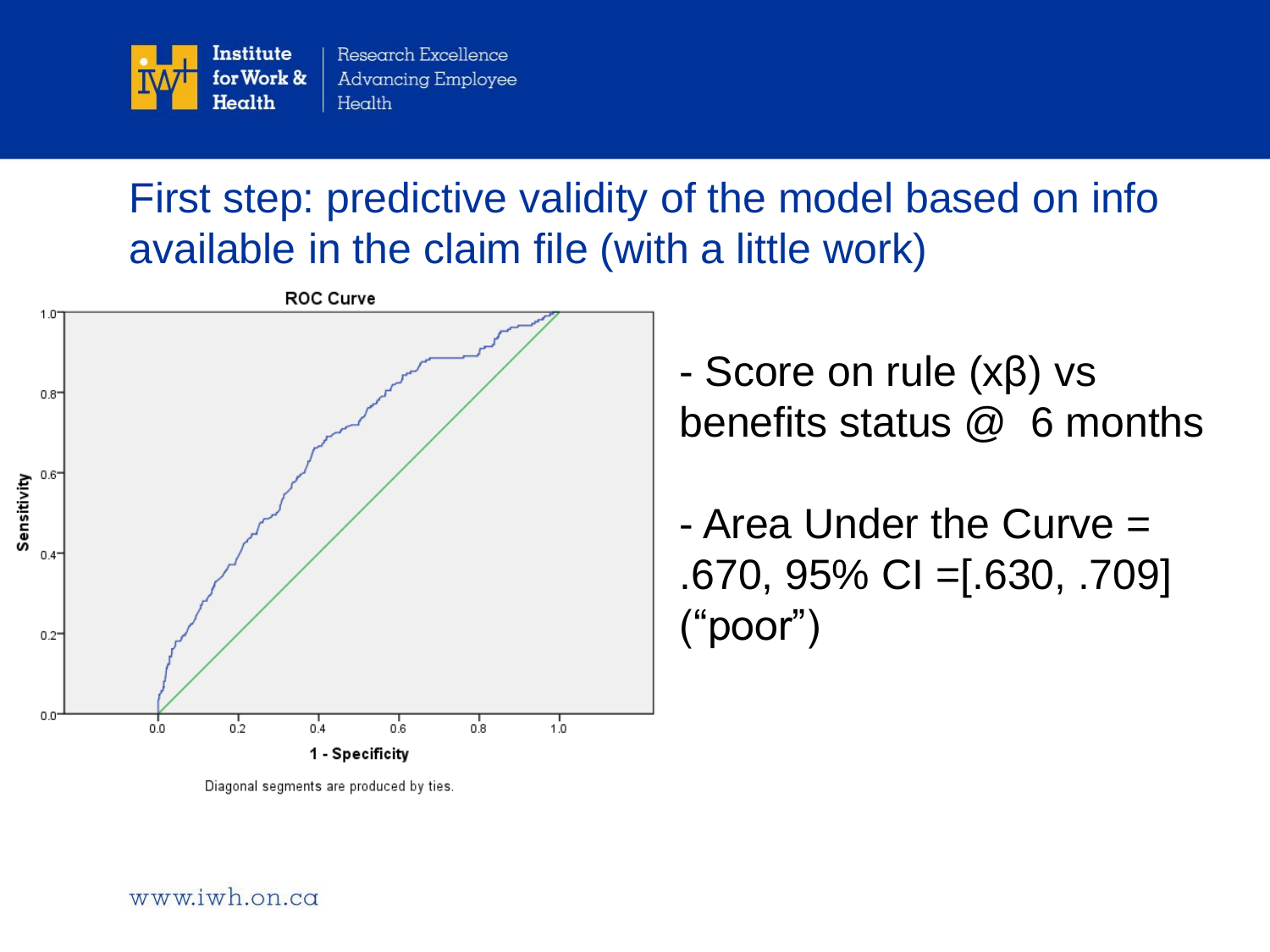# First step: predictive validity of the model based on info available in the claim file (with a little work)

ROC Curve

Diagonal segments are produced by ties.

- Score on rule ($x\beta$) vs benefits status @ 6 months

- Area Under the Curve = .670, 95% CI =[.630, .709] ("poor")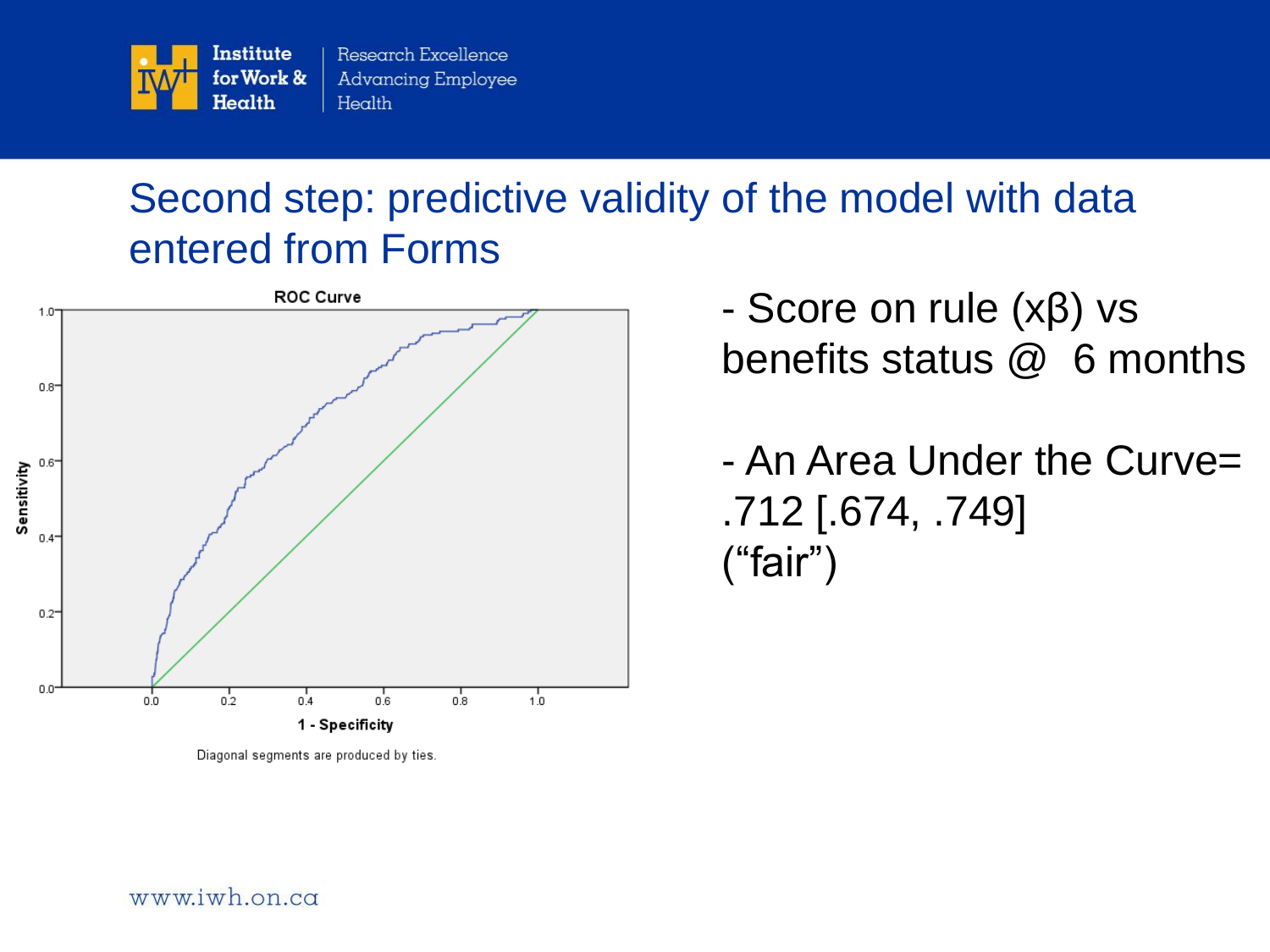# Second step: predictive validity of the model with data entered from Forms

**ROC Curve**

Diagonal segments are produced by ties.

- Score on rule ($x\beta$) vs benefits status @ 6 months

- An Area Under the Curve= .712 [.674, .749] ("fair")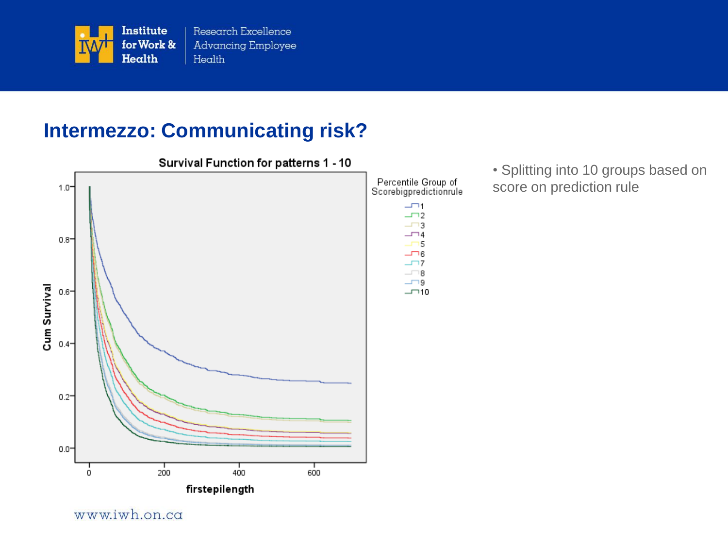## Intermezzo: Communicating risk?

- Splitting into 10 groups based on score on prediction rule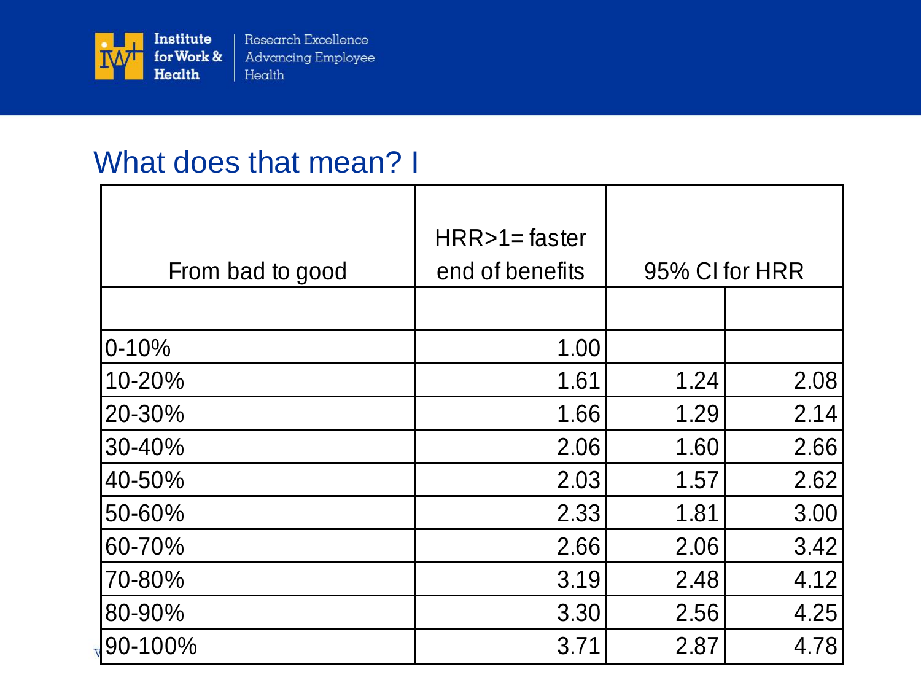## What does that mean? I

| From bad to good | HRR>1= faster end of benefits | 95% CI for HRR | |
|---|---|---|---|
| | | | |
| 0-10% | 1.00 | | |
| 10-20% | 1.61 | 1.24 | 2.08 |
| 20-30% | 1.66 | 1.29 | 2.14 |
| 30-40% | 2.06 | 1.60 | 2.66 |
| 40-50% | 2.03 | 1.57 | 2.62 |
| 50-60% | 2.33 | 1.81 | 3.00 |
| 60-70% | 2.66 | 2.06 | 3.42 |
| 70-80% | 3.19 | 2.48 | 4.12 |
| 80-90% | 3.30 | 2.56 | 4.25 |
| 90-100% | 3.71 | 2.87 | 4.78 |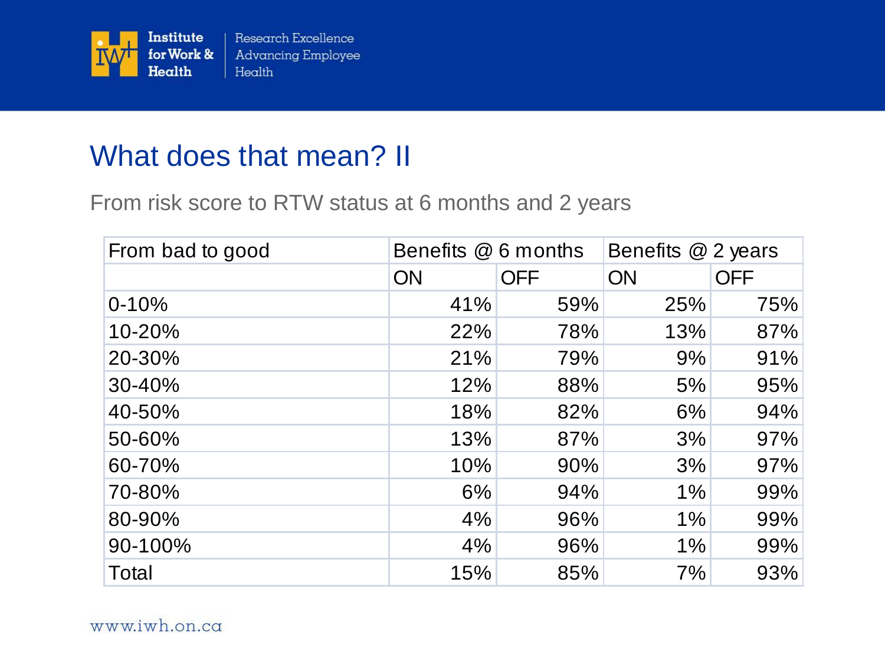# What does that mean? II

From risk score to RTW status at 6 months and 2 years

| From bad to good | Benefits @ 6 months | | Benefits @ 2 years | |
|---|---|---|---|---|
| | ON | OFF | ON | OFF |
| 0-10% | 41% | 59% | 25% | 75% |
| 10-20% | 22% | 78% | 13% | 87% |
| 20-30% | 21% | 79% | 9% | 91% |
| 30-40% | 12% | 88% | 5% | 95% |
| 40-50% | 18% | 82% | 6% | 94% |
| 50-60% | 13% | 87% | 3% | 97% |
| 60-70% | 10% | 90% | 3% | 97% |
| 70-80% | 6% | 94% | 1% | 99% |
| 80-90% | 4% | 96% | 1% | 99% |
| 90-100% | 4% | 96% | 1% | 99% |
| Total | 15% | 85% | 7% | 93% |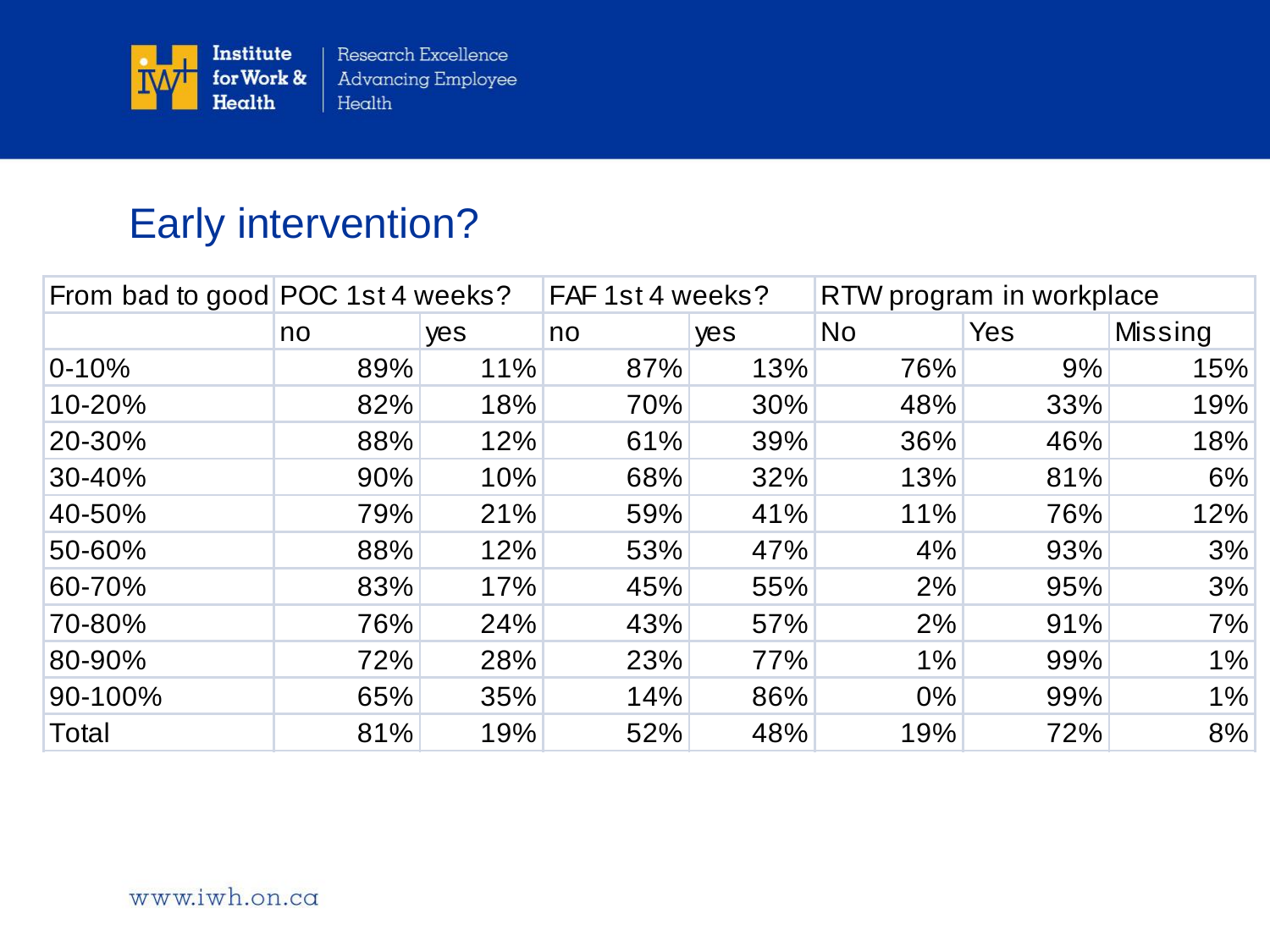# Early intervention?

| From bad to good | POC 1st 4 weeks? | | FAF 1st 4 weeks? | | RTW program in workplace | | |
|---|---|---|---|---|---|---|---|
| | no | yes | no | yes | No | Yes | Missing |
| 0-10% | 89% | 11% | 87% | 13% | 76% | 9% | 15% |
| 10-20% | 82% | 18% | 70% | 30% | 48% | 33% | 19% |
| 20-30% | 88% | 12% | 61% | 39% | 36% | 46% | 18% |
| 30-40% | 90% | 10% | 68% | 32% | 13% | 81% | 6% |
| 40-50% | 79% | 21% | 59% | 41% | 11% | 76% | 12% |
| 50-60% | 88% | 12% | 53% | 47% | 4% | 93% | 3% |
| 60-70% | 83% | 17% | 45% | 55% | 2% | 95% | 3% |
| 70-80% | 76% | 24% | 43% | 57% | 2% | 91% | 7% |
| 80-90% | 72% | 28% | 23% | 77% | 1% | 99% | 1% |
| 90-100% | 65% | 35% | 14% | 86% | 0% | 99% | 1% |
| Total | 81% | 19% | 52% | 48% | 19% | 72% | 8% |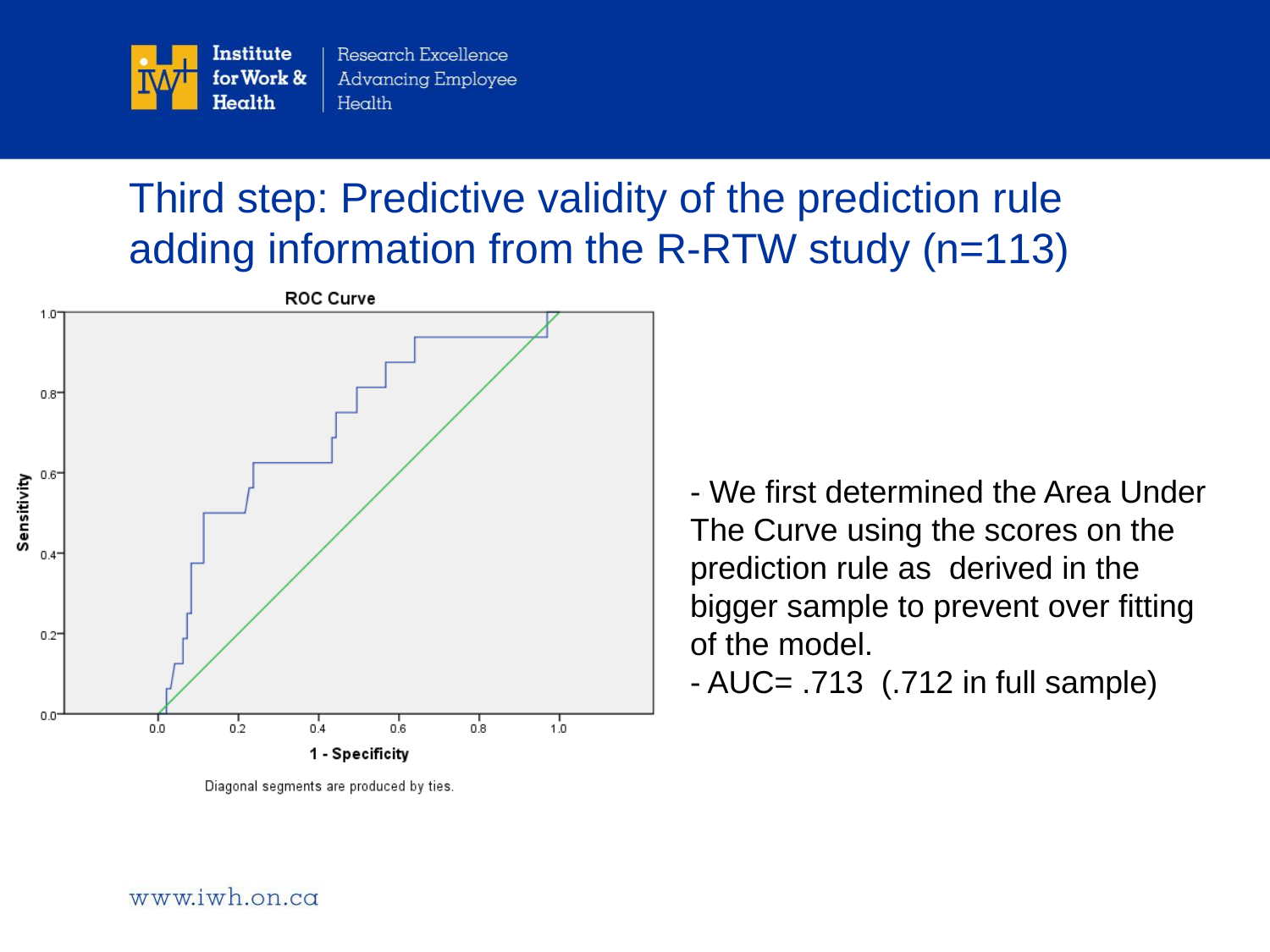# Third step: Predictive validity of the prediction rule adding information from the R-RTW study (n=113)

ROC Curve

Diagonal segments are produced by ties.

- We first determined the Area Under The Curve using the scores on the prediction rule as derived in the bigger sample to prevent over fitting of the model.
- AUC= .713 (.712 in full sample)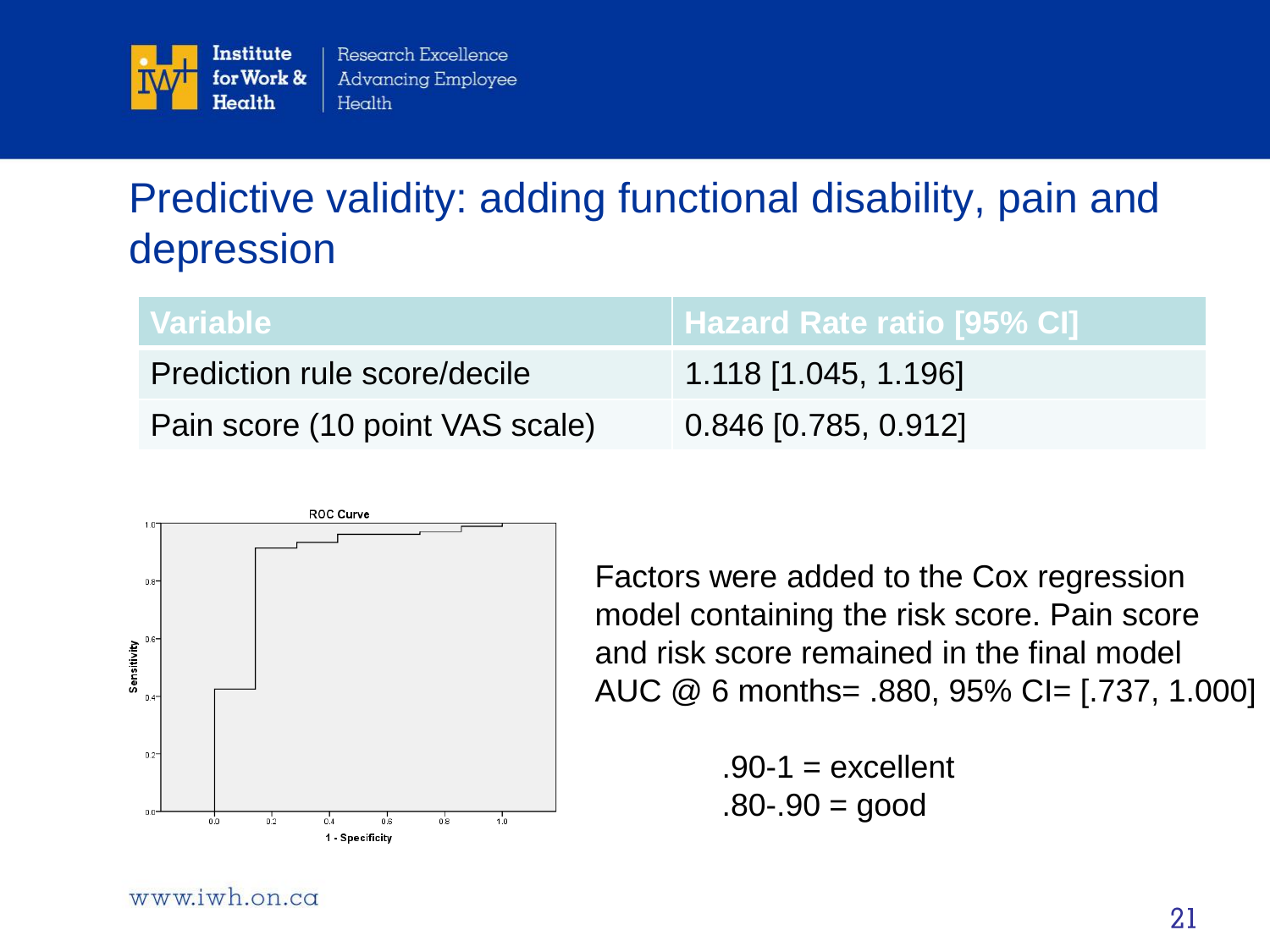# Predictive validity: adding functional disability, pain and depression

| Variable | Hazard Rate ratio [95% CI] |
|---|---|
| Prediction rule score/decile | 1.118 [1.045, 1.196] |
| Pain score (10 point VAS scale) | 0.846 [0.785, 0.912] |

Factors were added to the Cox regression model containing the risk score. Pain score and risk score remained in the final model
AUC @ 6 months= .880, 95% CI= [.737, 1.000]

.90-1 = excellent
.80-.90 = good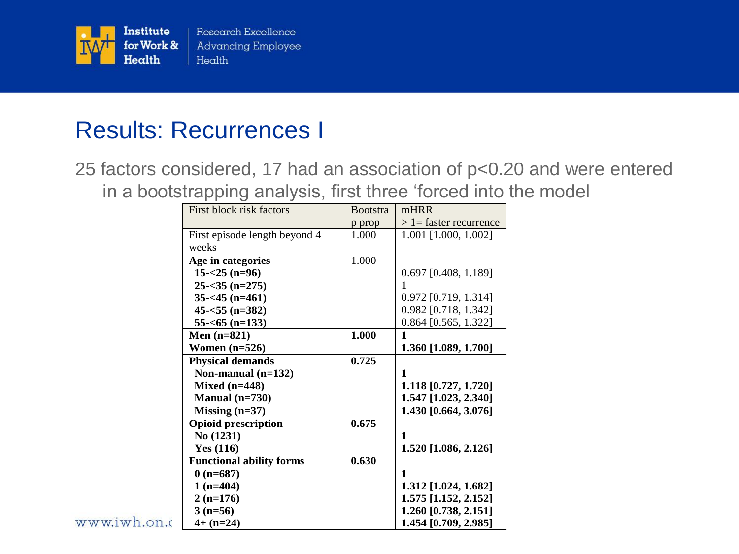# Results: Recurrences I

25 factors considered, 17 had an association of $p<0.20$ and were entered in a bootstrapping analysis, first three 'forced into the model

| First block risk factors | Bootstrap prop | mHRR > 1= faster recurrence |
|---|---|---|
| First episode length beyond 4 weeks | 1.000 | 1.001 [1.000, 1.002] |
| **Age in categories** | 1.000 | |
| **15-<25 (n=96)** | | 0.697 [0.408, 1.189] |
| **25-<35 (n=275)** | | 1 |
| **35-<45 (n=461)** | | 0.972 [0.719, 1.314] |
| **45-<55 (n=382)** | | 0.982 [0.718, 1.342] |
| **55-<65 (n=133)** | | 0.864 [0.565, 1.322] |
| **Men (n=821)** | **1.000** | **1** |
| **Women (n=526)** | | **1.360 [1.089, 1.700]** |
| **Physical demands** | **0.725** | |
| **Non-manual (n=132)** | | **1** |
| **Mixed (n=448)** | | **1.118 [0.727, 1.720]** |
| **Manual (n=730)** | | **1.547 [1.023, 2.340]** |
| **Missing (n=37)** | | **1.430 [0.664, 3.076]** |
| **Opioid prescription** | **0.675** | |
| **No (1231)** | | **1** |
| **Yes (116)** | | **1.520 [1.086, 2.126]** |
| **Functional ability forms** | **0.630** | |
| **0 (n=687)** | | **1** |
| **1 (n=404)** | | **1.312 [1.024, 1.682]** |
| **2 (n=176)** | | **1.575 [1.152, 2.152]** |
| **3 (n=56)** | | **1.260 [0.738, 2.151]** |
| **4+ (n=24)** | | **1.454 [0.709, 2.985]** |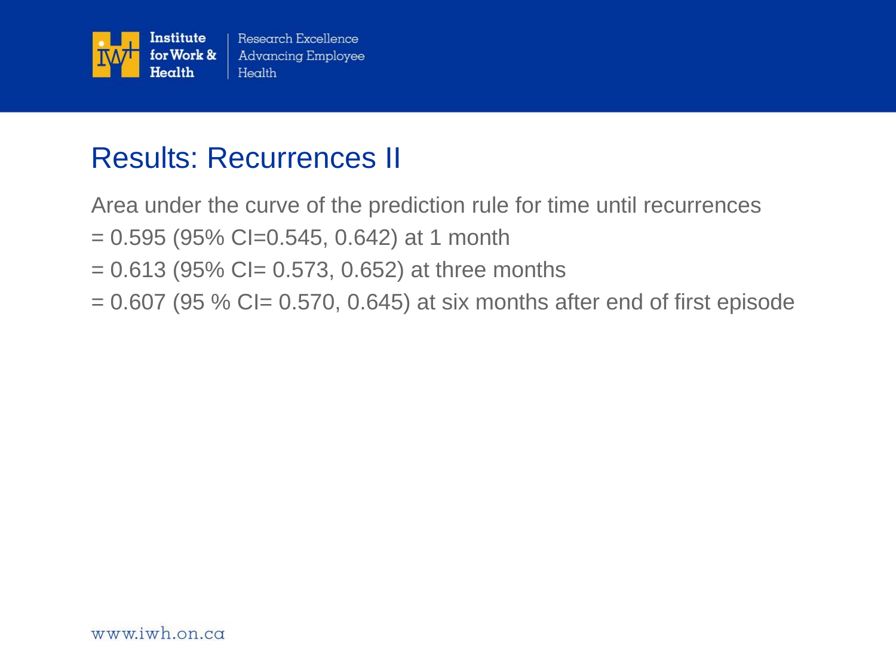# Results: Recurrences II

Area under the curve of the prediction rule for time until recurrences

= 0.595 (95% CI=0.545, 0.642) at 1 month

= 0.613 (95% CI= 0.573, 0.652) at three months

= 0.607 (95 % CI= 0.570, 0.645) at six months after end of first episode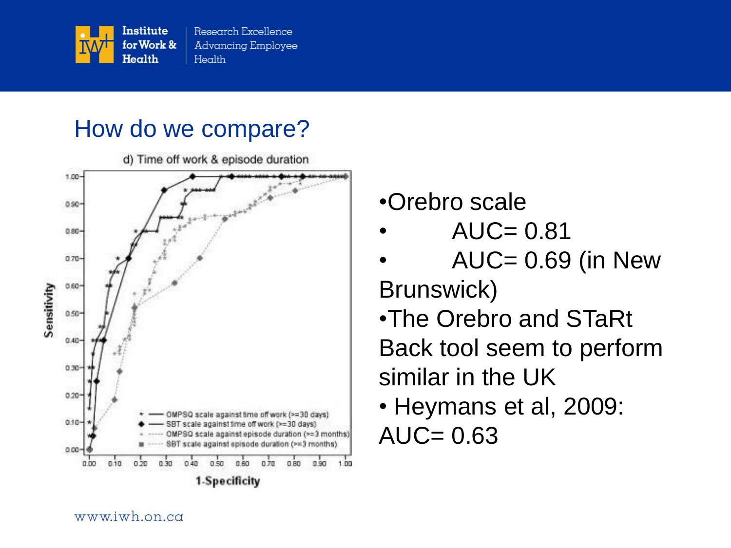## How do we compare?

- Orebro scale
  - AUC= 0.81
  - AUC= 0.69 (in New Brunswick)
- The Orebro and STaRt Back tool seem to perform similar in the UK
- Heymans et al, 2009: AUC= 0.63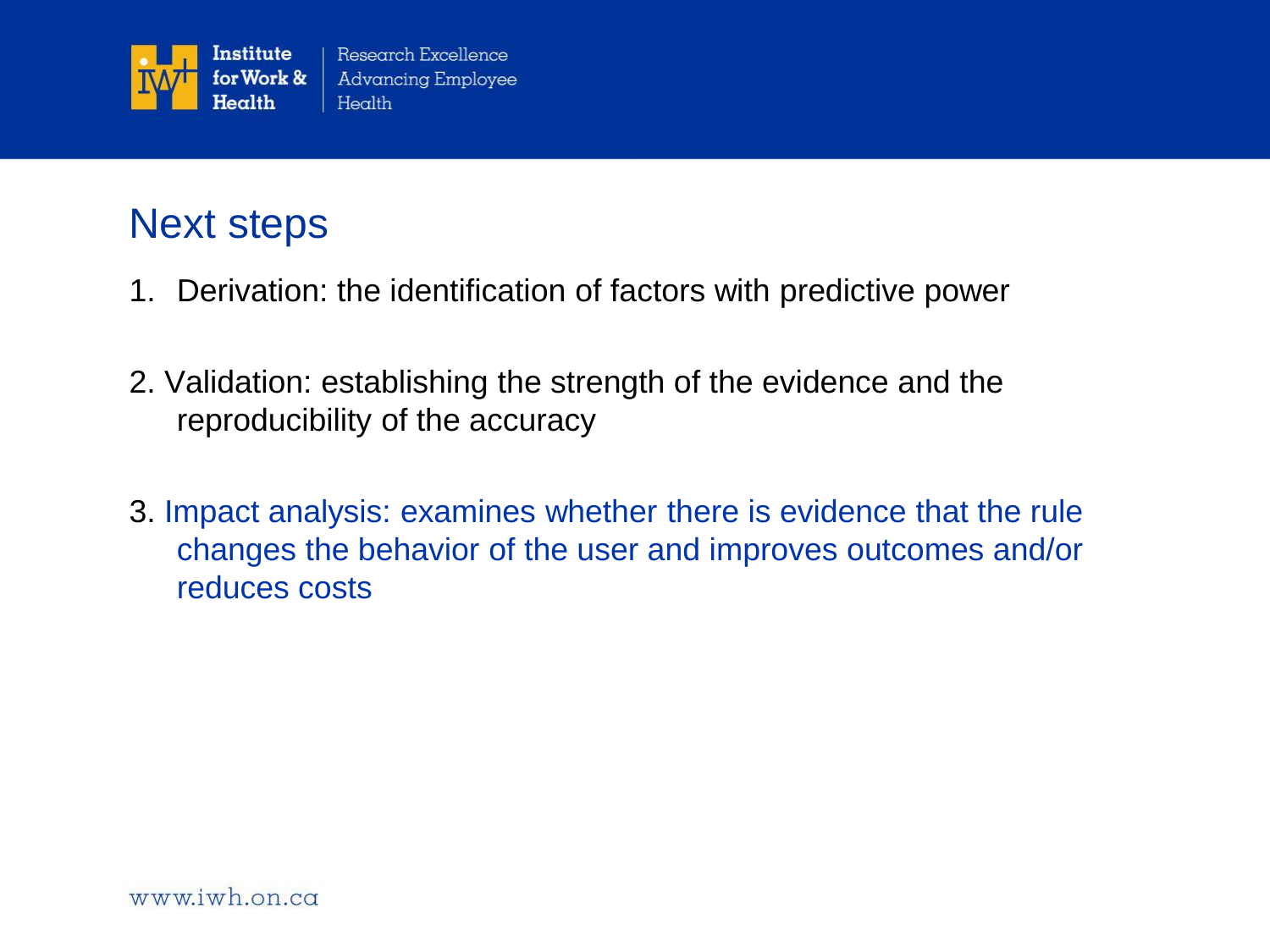## Next steps

1. Derivation: the identification of factors with predictive power
2. Validation: establishing the strength of the evidence and the reproducibility of the accuracy
3. Impact analysis: examines whether there is evidence that the rule changes the behavior of the user and improves outcomes and/or reduces costs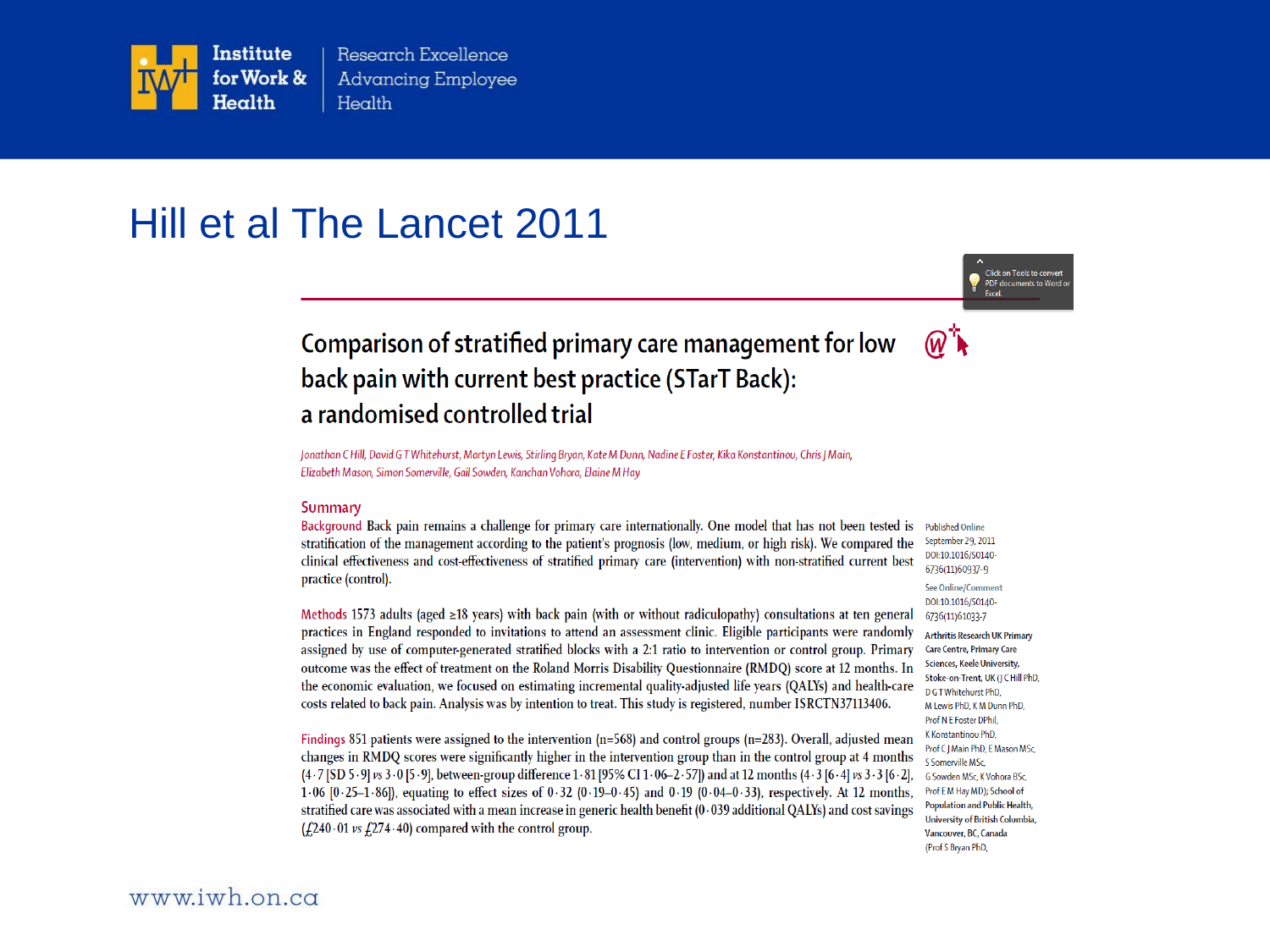# Hill et al The Lancet 2011

## Comparison of stratified primary care management for low back pain with current best practice (STarT Back): a randomised controlled trial

*Jonathan C Hill, David G T Whitehurst, Martyn Lewis, Stirling Bryan, Kate M Dunn, Nadine E Foster, Kika Konstantinou, Chris J Main, Elizabeth Mason, Simon Somerville, Gail Sowden, Kanchan Vohora, Elaine M Hay*

### Summary

**Background** Back pain remains a challenge for primary care internationally. One model that has not been tested is stratification of the management according to the patient's prognosis (low, medium, or high risk). We compared the clinical effectiveness and cost-effectiveness of stratified primary care (intervention) with non-stratified current best practice (control).

**Methods** 1573 adults (aged ≥18 years) with back pain (with or without radiculopathy) consultations at ten general practices in England responded to invitations to attend an assessment clinic. Eligible participants were randomly assigned by use of computer-generated stratified blocks with a 2:1 ratio to intervention or control group. Primary outcome was the effect of treatment on the Roland Morris Disability Questionnaire (RMDQ) score at 12 months. In the economic evaluation, we focused on estimating incremental quality-adjusted life years (QALYs) and health-care costs related to back pain. Analysis was by intention to treat. This study is registered, number ISRCTN37113406.

**Findings** 851 patients were assigned to the intervention (n=568) and control groups (n=283). Overall, adjusted mean changes in RMDQ scores were significantly higher in the intervention group than in the control group at 4 months (4·7 [SD 5·9] *vs* 3·0 [5·9], between-group difference 1·81 [95% CI 1·06–2·57]) and at 12 months (4·3 [6·4] *vs* 3·3 [6·2], 1·06 [0·25–1·86]), equating to effect sizes of 0·32 (0·19–0·45) and 0·19 (0·04–0·33), respectively. At 12 months, stratified care was associated with a mean increase in generic health benefit (0·039 additional QALYs) and cost savings (£240·01 *vs* £274·40) compared with the control group.

Published Online September 29, 2011 DOI:10.1016/S0140-6736(11)60937-9

See Online/Comment DOI:10.1016/S0140-6736(11)61033-7

Arthritis Research UK Primary Care Centre, Primary Care Sciences, Keele University, Stoke-on-Trent, UK (J C Hill PhD, D G T Whitehurst PhD, M Lewis PhD, K M Dunn PhD, Prof N E Foster DPhil, K Konstantinou PhD, Prof C J Main PhD, E Mason MSc, S Somerville MSc, G Sowden MSc, K Vohora BSc, Prof E M Hay MD); School of Population and Public Health, University of British Columbia, Vancouver, BC, Canada (Prof S Bryan PhD,

www.iwh.on.ca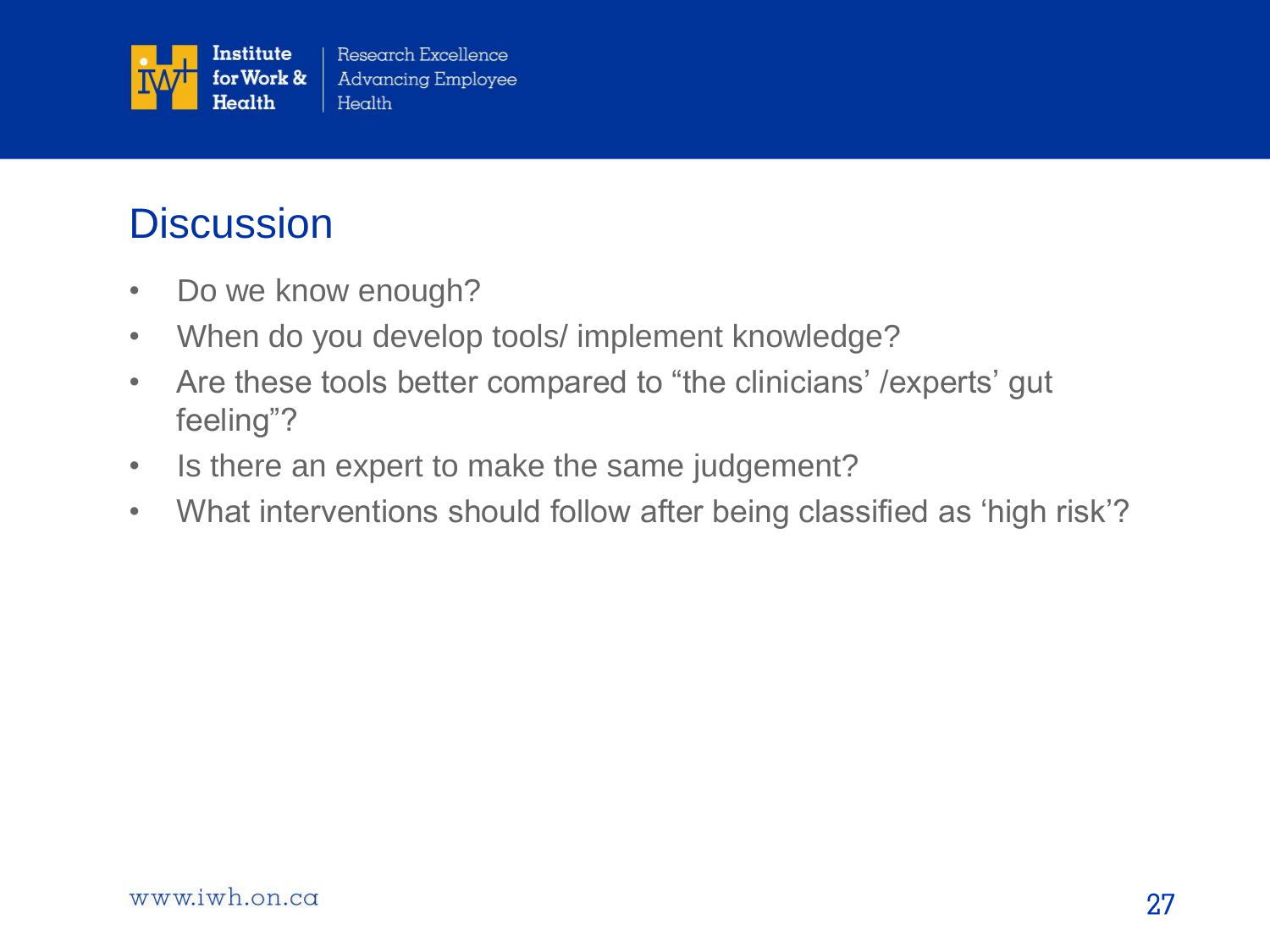## Discussion

- Do we know enough?
- When do you develop tools/ implement knowledge?
- Are these tools better compared to "the clinicians' /experts' gut feeling"?
- Is there an expert to make the same judgement?
- What interventions should follow after being classified as 'high risk'?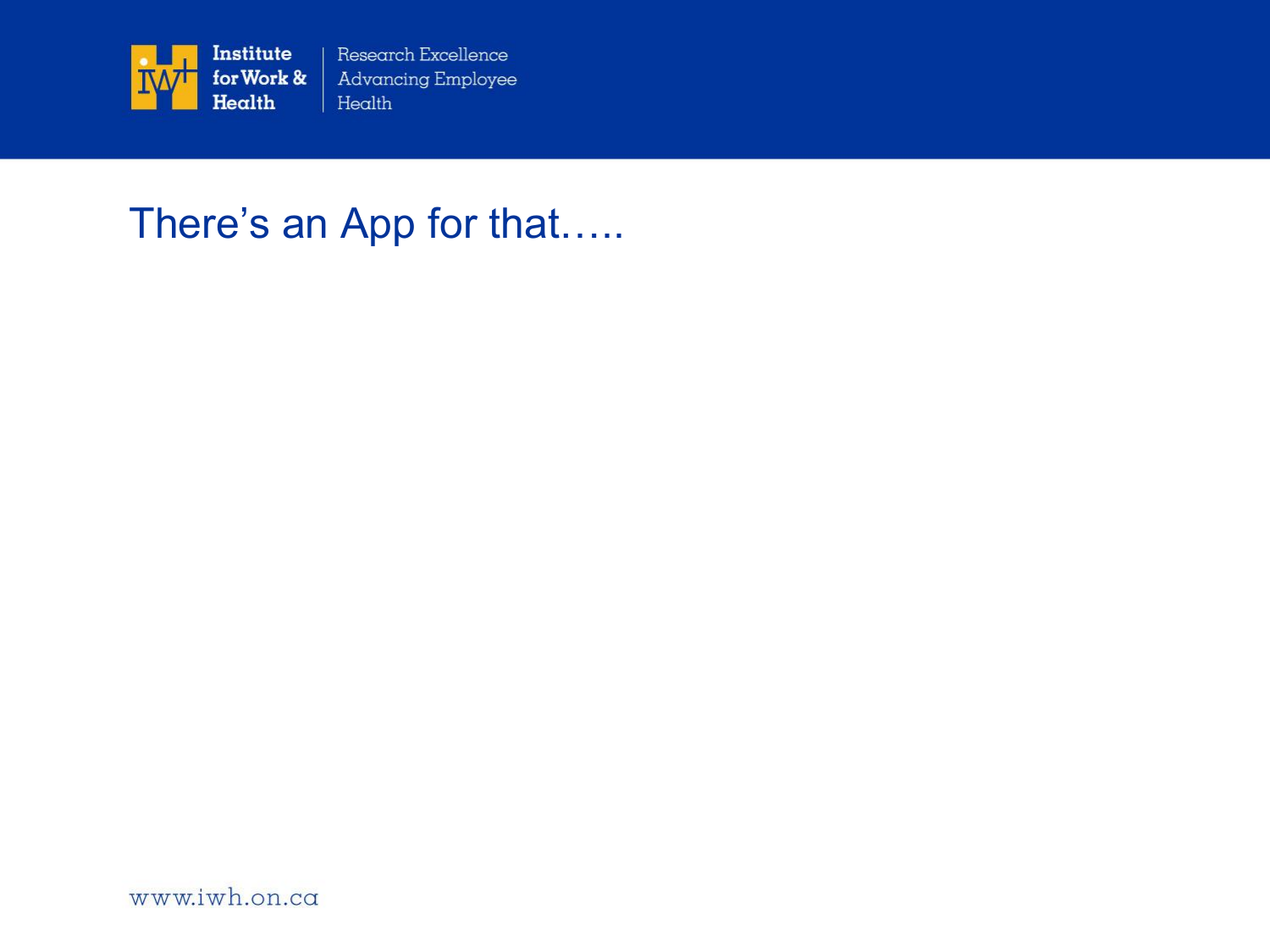# There’s an App for that…..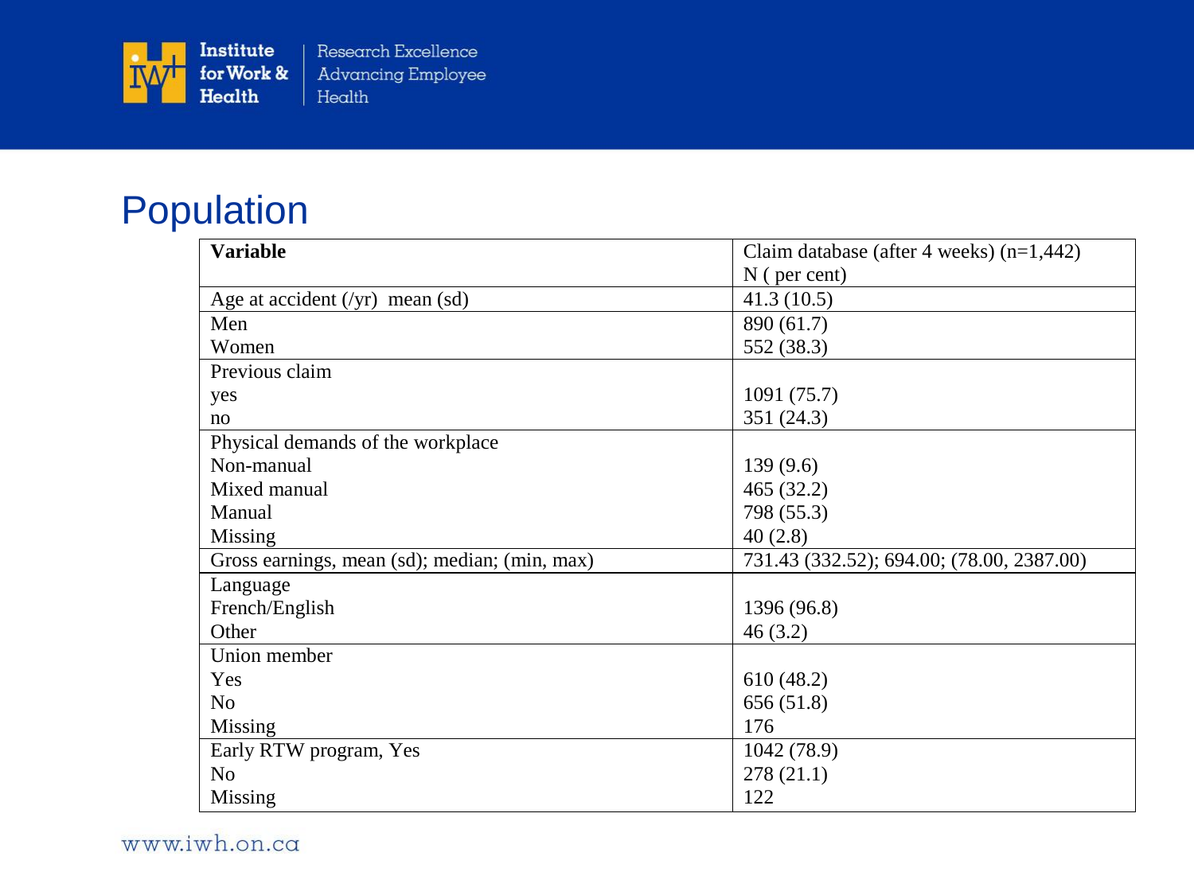# Population

| Variable | Claim database (after 4 weeks) (n=1,442) N ( per cent) |
|---|---|
| Age at accident (/yr) mean (sd) | 41.3 (10.5) |
| Men | 890 (61.7) |
| Women | 552 (38.3) |
| Previous claim | |
| yes | 1091 (75.7) |
| no | 351 (24.3) |
| Physical demands of the workplace | |
| Non-manual | 139 (9.6) |
| Mixed manual | 465 (32.2) |
| Manual | 798 (55.3) |
| Missing | 40 (2.8) |
| Gross earnings, mean (sd); median; (min, max) | 731.43 (332.52); 694.00; (78.00, 2387.00) |
| Language | |
| French/English | 1396 (96.8) |
| Other | 46 (3.2) |
| Union member | |
| Yes | 610 (48.2) |
| No | 656 (51.8) |
| Missing | 176 |
| Early RTW program, Yes | 1042 (78.9) |
| No | 278 (21.1) |
| Missing | 122 |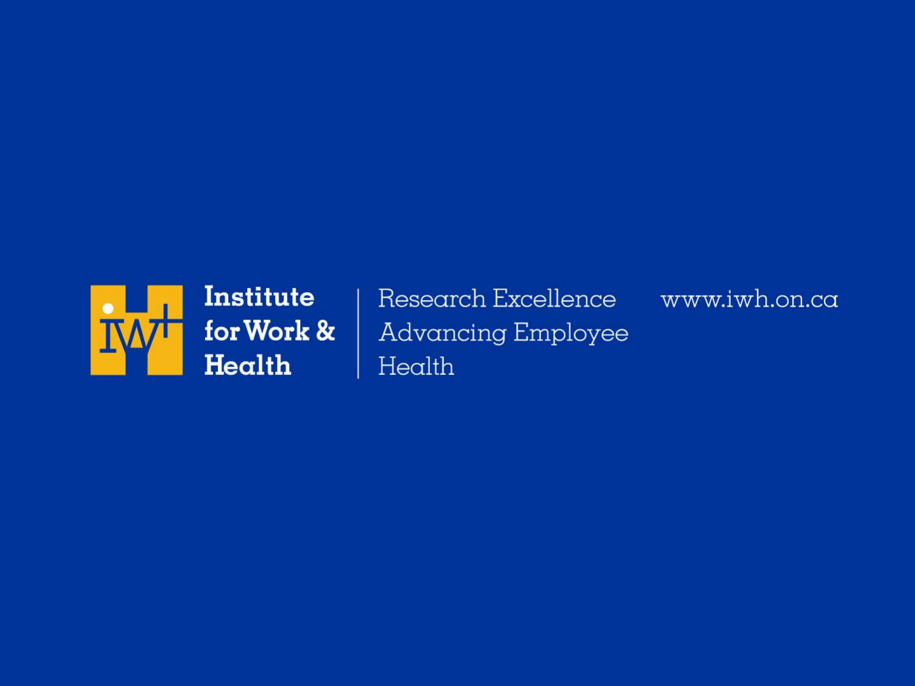Institute for Work & Health

Research Excellence Advancing Employee Health

www.iwh.on.ca